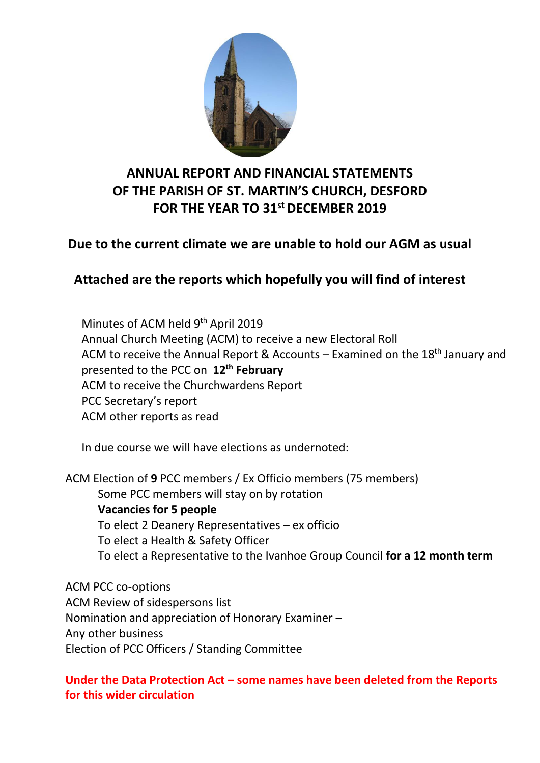# ANNUAL REPORT AND FINANCIAL STATEMENTS OF THE PARISH OF ST. MARTIN'S CHURCH, DESFORD FOR THE YEAR TO 31st DECEMBER 2019

## Due to the current climate we are unable to hold our AGM as usual

## Attached are the reports which hopefully you will find of interest

Minutes of ACM held 9th April 2019
Annual Church Meeting (ACM) to receive a new Electoral Roll
ACM to receive the Annual Report & Accounts – Examined on the 18th January and presented to the PCC on **12th February**
ACM to receive the Churchwardens Report
PCC Secretary's report
ACM other reports as read

In due course we will have elections as undernoted:

ACM Election of **9** PCC members / Ex Officio members (75 members)
Some PCC members will stay on by rotation
**Vacancies for 5 people**
To elect 2 Deanery Representatives – ex officio
To elect a Health & Safety Officer
To elect a Representative to the Ivanhoe Group Council **for a 12 month term**

ACM PCC co-options
ACM Review of sidespersons list
Nomination and appreciation of Honorary Examiner –
Any other business
Election of PCC Officers / Standing Committee

**Under the Data Protection Act – some names have been deleted from the Reports for this wider circulation**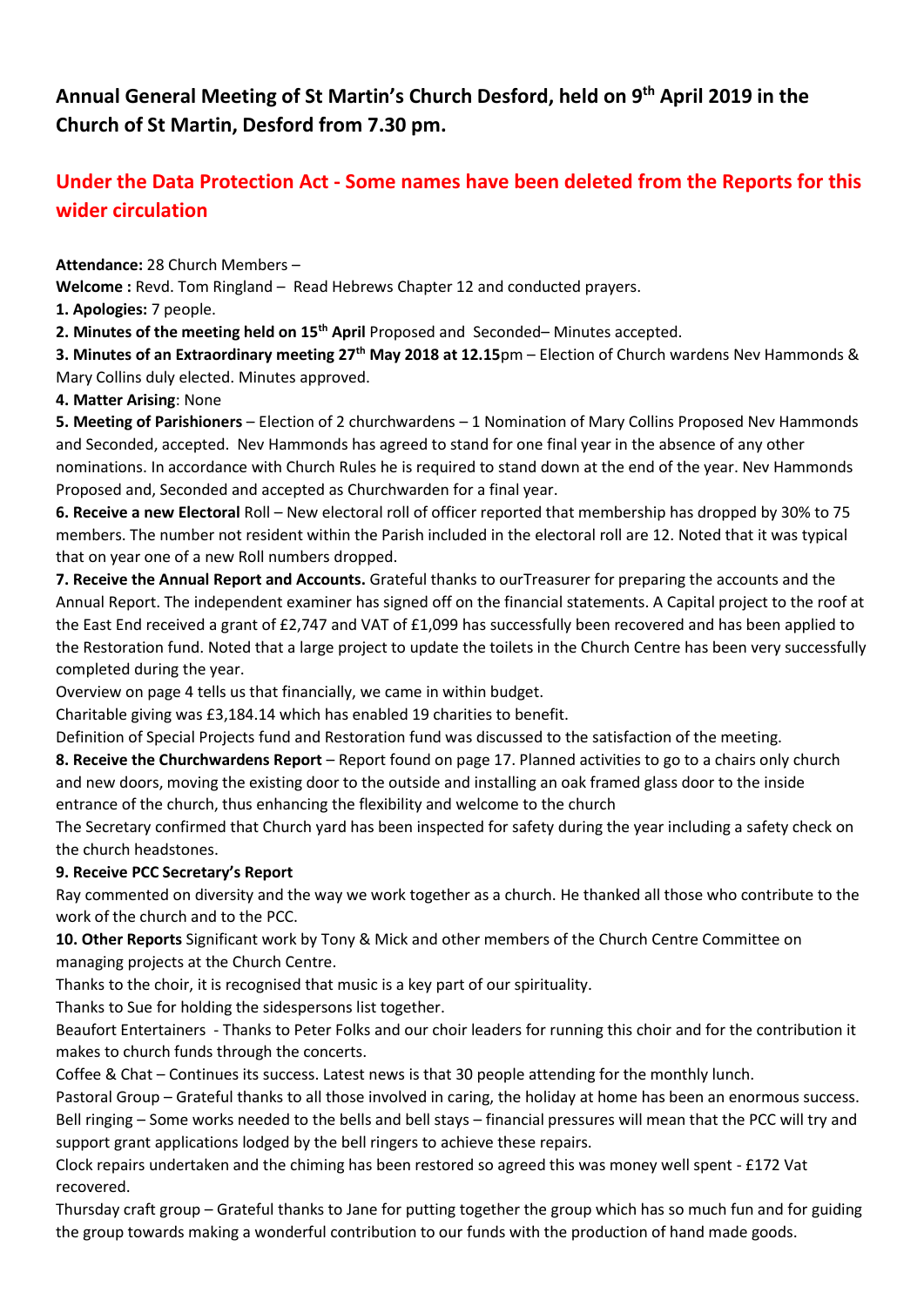## Annual General Meeting of St Martin's Church Desford, held on 9th April 2019 in the Church of St Martin, Desford from 7.30 pm.

## Under the Data Protection Act - Some names have been deleted from the Reports for this wider circulation

**Attendance:** 28 Church Members –

**Welcome :** Revd. Tom Ringland – Read Hebrews Chapter 12 and conducted prayers.

**1. Apologies:** 7 people.

**2. Minutes of the meeting held on 15th April** Proposed and Seconded– Minutes accepted.

**3. Minutes of an Extraordinary meeting 27th May 2018 at 12.15**pm – Election of Church wardens Nev Hammonds & Mary Collins duly elected. Minutes approved.

**4. Matter Arising**: None

**5. Meeting of Parishioners** – Election of 2 churchwardens – 1 Nomination of Mary Collins Proposed Nev Hammonds and Seconded, accepted. Nev Hammonds has agreed to stand for one final year in the absence of any other nominations. In accordance with Church Rules he is required to stand down at the end of the year. Nev Hammonds Proposed and, Seconded and accepted as Churchwarden for a final year.

**6. Receive a new Electoral** Roll – New electoral roll of officer reported that membership has dropped by 30% to 75 members. The number not resident within the Parish included in the electoral roll are 12. Noted that it was typical that on year one of a new Roll numbers dropped.

**7. Receive the Annual Report and Accounts.** Grateful thanks to ourTreasurer for preparing the accounts and the Annual Report. The independent examiner has signed off on the financial statements. A Capital project to the roof at the East End received a grant of £2,747 and VAT of £1,099 has successfully been recovered and has been applied to the Restoration fund. Noted that a large project to update the toilets in the Church Centre has been very successfully completed during the year.

Overview on page 4 tells us that financially, we came in within budget.

Charitable giving was £3,184.14 which has enabled 19 charities to benefit.

Definition of Special Projects fund and Restoration fund was discussed to the satisfaction of the meeting.

**8. Receive the Churchwardens Report** – Report found on page 17. Planned activities to go to a chairs only church and new doors, moving the existing door to the outside and installing an oak framed glass door to the inside entrance of the church, thus enhancing the flexibility and welcome to the church

The Secretary confirmed that Church yard has been inspected for safety during the year including a safety check on the church headstones.

**9. Receive PCC Secretary's Report**

Ray commented on diversity and the way we work together as a church. He thanked all those who contribute to the work of the church and to the PCC.

**10. Other Reports** Significant work by Tony & Mick and other members of the Church Centre Committee on managing projects at the Church Centre.

Thanks to the choir, it is recognised that music is a key part of our spirituality.

Thanks to Sue for holding the sidespersons list together.

Beaufort Entertainers - Thanks to Peter Folks and our choir leaders for running this choir and for the contribution it makes to church funds through the concerts.

Coffee & Chat – Continues its success. Latest news is that 30 people attending for the monthly lunch.

Pastoral Group – Grateful thanks to all those involved in caring, the holiday at home has been an enormous success.

Bell ringing – Some works needed to the bells and bell stays – financial pressures will mean that the PCC will try and support grant applications lodged by the bell ringers to achieve these repairs.

Clock repairs undertaken and the chiming has been restored so agreed this was money well spent - £172 Vat recovered.

Thursday craft group – Grateful thanks to Jane for putting together the group which has so much fun and for guiding the group towards making a wonderful contribution to our funds with the production of hand made goods.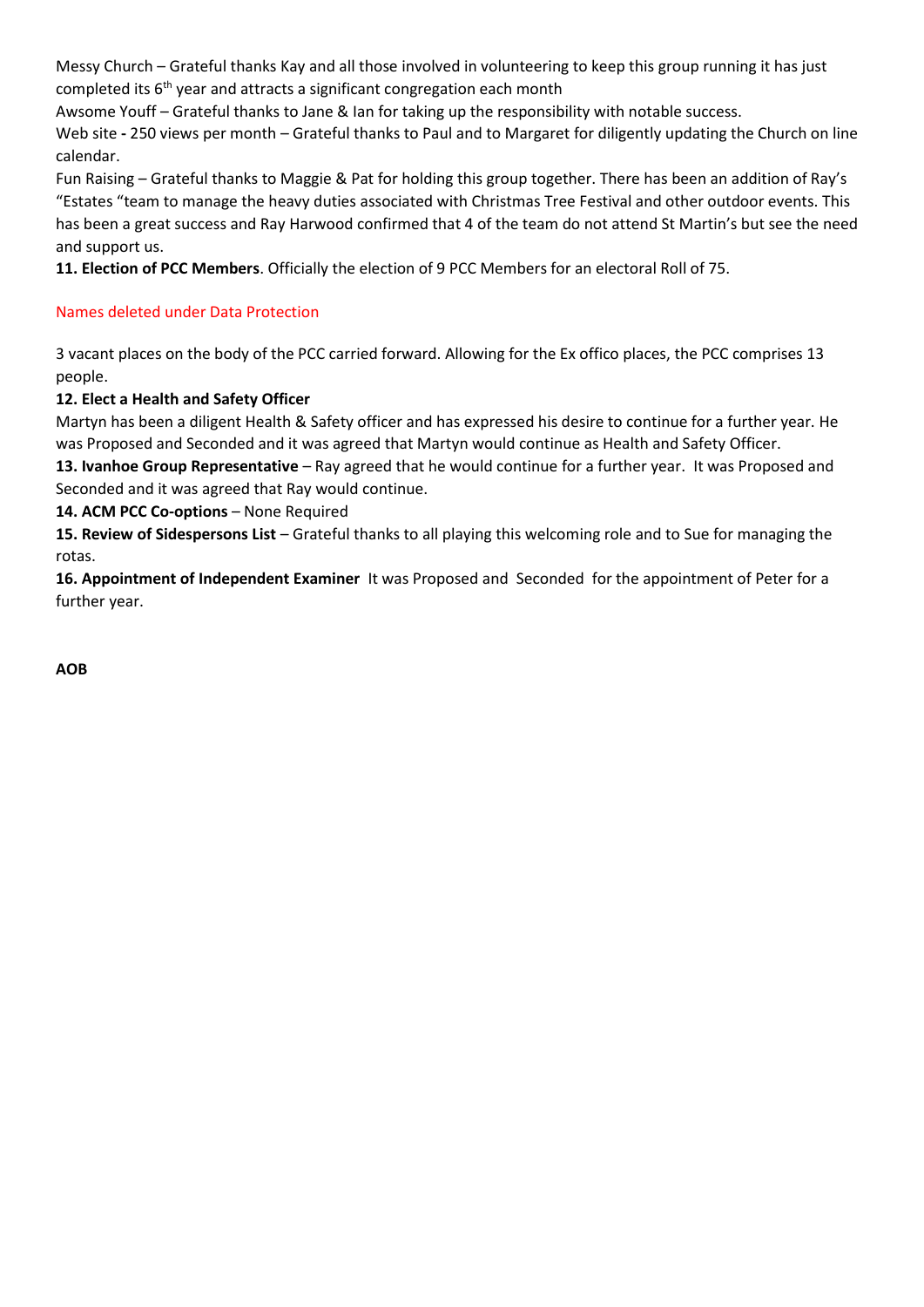Messy Church – Grateful thanks Kay and all those involved in volunteering to keep this group running it has just completed its 6th year and attracts a significant congregation each month

Awsome Youff – Grateful thanks to Jane & Ian for taking up the responsibility with notable success.

Web site **-** 250 views per month – Grateful thanks to Paul and to Margaret for diligently updating the Church on line calendar.

Fun Raising – Grateful thanks to Maggie & Pat for holding this group together. There has been an addition of Ray's "Estates "team to manage the heavy duties associated with Christmas Tree Festival and other outdoor events. This has been a great success and Ray Harwood confirmed that 4 of the team do not attend St Martin's but see the need and support us.

**11. Election of PCC Members**. Officially the election of 9 PCC Members for an electoral Roll of 75.

Names deleted under Data Protection

3 vacant places on the body of the PCC carried forward. Allowing for the Ex offico places, the PCC comprises 13 people.

**12. Elect a Health and Safety Officer**

Martyn has been a diligent Health & Safety officer and has expressed his desire to continue for a further year. He was Proposed and Seconded and it was agreed that Martyn would continue as Health and Safety Officer.

**13. Ivanhoe Group Representative** – Ray agreed that he would continue for a further year. It was Proposed and Seconded and it was agreed that Ray would continue.

**14. ACM PCC Co-options** – None Required

**15. Review of Sidespersons List** – Grateful thanks to all playing this welcoming role and to Sue for managing the rotas.

**16. Appointment of Independent Examiner** It was Proposed and Seconded for the appointment of Peter for a further year.

**AOB**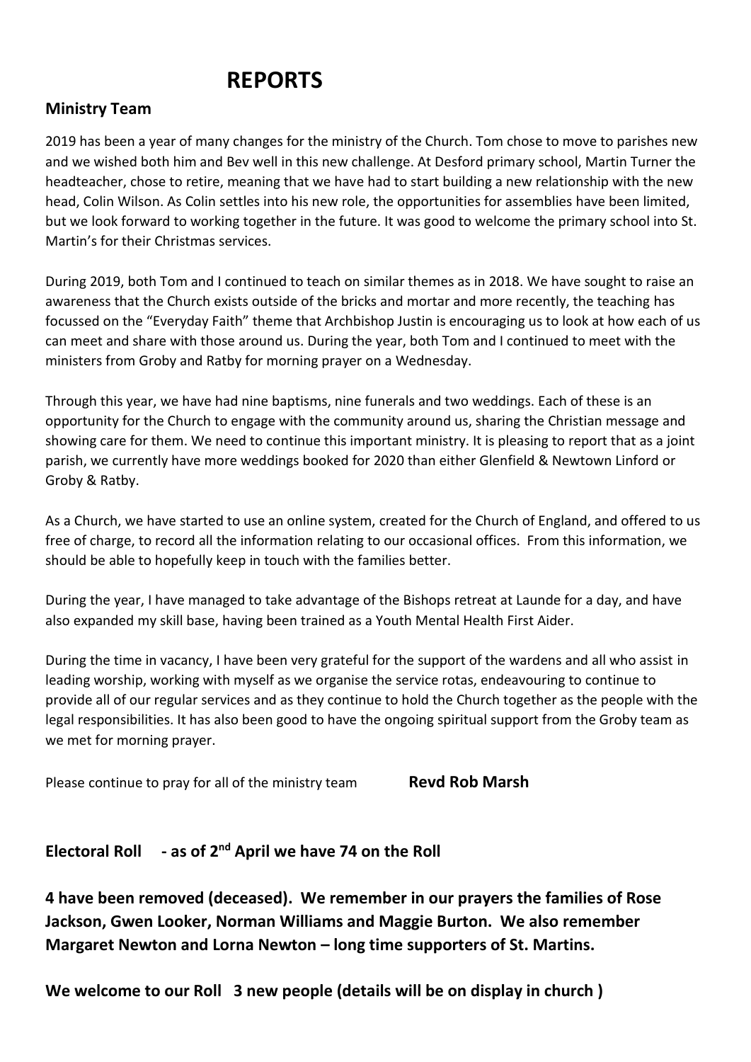# REPORTS

## Ministry Team

2019 has been a year of many changes for the ministry of the Church. Tom chose to move to parishes new and we wished both him and Bev well in this new challenge. At Desford primary school, Martin Turner the headteacher, chose to retire, meaning that we have had to start building a new relationship with the new head, Colin Wilson. As Colin settles into his new role, the opportunities for assemblies have been limited, but we look forward to working together in the future. It was good to welcome the primary school into St. Martin's for their Christmas services.

During 2019, both Tom and I continued to teach on similar themes as in 2018. We have sought to raise an awareness that the Church exists outside of the bricks and mortar and more recently, the teaching has focussed on the "Everyday Faith" theme that Archbishop Justin is encouraging us to look at how each of us can meet and share with those around us. During the year, both Tom and I continued to meet with the ministers from Groby and Ratby for morning prayer on a Wednesday.

Through this year, we have had nine baptisms, nine funerals and two weddings. Each of these is an opportunity for the Church to engage with the community around us, sharing the Christian message and showing care for them. We need to continue this important ministry. It is pleasing to report that as a joint parish, we currently have more weddings booked for 2020 than either Glenfield & Newtown Linford or Groby & Ratby.

As a Church, we have started to use an online system, created for the Church of England, and offered to us free of charge, to record all the information relating to our occasional offices. From this information, we should be able to hopefully keep in touch with the families better.

During the year, I have managed to take advantage of the Bishops retreat at Launde for a day, and have also expanded my skill base, having been trained as a Youth Mental Health First Aider.

During the time in vacancy, I have been very grateful for the support of the wardens and all who assist in leading worship, working with myself as we organise the service rotas, endeavouring to continue to provide all of our regular services and as they continue to hold the Church together as the people with the legal responsibilities. It has also been good to have the ongoing spiritual support from the Groby team as we met for morning prayer.

Please continue to pray for all of the ministry team **Revd Rob Marsh**

## Electoral Roll - as of 2nd April we have 74 on the Roll

**4 have been removed (deceased). We remember in our prayers the families of Rose Jackson, Gwen Looker, Norman Williams and Maggie Burton. We also remember Margaret Newton and Lorna Newton – long time supporters of St. Martins.**

**We welcome to our Roll 3 new people (details will be on display in church )**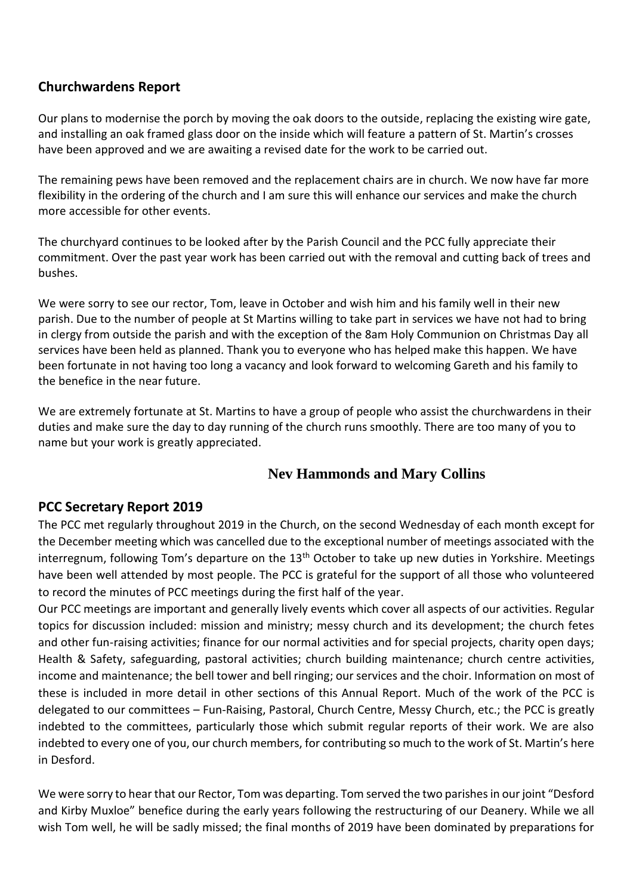## Churchwardens Report

Our plans to modernise the porch by moving the oak doors to the outside, replacing the existing wire gate, and installing an oak framed glass door on the inside which will feature a pattern of St. Martin's crosses have been approved and we are awaiting a revised date for the work to be carried out.

The remaining pews have been removed and the replacement chairs are in church. We now have far more flexibility in the ordering of the church and I am sure this will enhance our services and make the church more accessible for other events.

The churchyard continues to be looked after by the Parish Council and the PCC fully appreciate their commitment. Over the past year work has been carried out with the removal and cutting back of trees and bushes.

We were sorry to see our rector, Tom, leave in October and wish him and his family well in their new parish. Due to the number of people at St Martins willing to take part in services we have not had to bring in clergy from outside the parish and with the exception of the 8am Holy Communion on Christmas Day all services have been held as planned. Thank you to everyone who has helped make this happen. We have been fortunate in not having too long a vacancy and look forward to welcoming Gareth and his family to the benefice in the near future.

We are extremely fortunate at St. Martins to have a group of people who assist the churchwardens in their duties and make sure the day to day running of the church runs smoothly. There are too many of you to name but your work is greatly appreciated.

**Nev Hammonds and Mary Collins**

## PCC Secretary Report 2019

The PCC met regularly throughout 2019 in the Church, on the second Wednesday of each month except for the December meeting which was cancelled due to the exceptional number of meetings associated with the interregnum, following Tom's departure on the 13th October to take up new duties in Yorkshire. Meetings have been well attended by most people. The PCC is grateful for the support of all those who volunteered to record the minutes of PCC meetings during the first half of the year.

Our PCC meetings are important and generally lively events which cover all aspects of our activities. Regular topics for discussion included: mission and ministry; messy church and its development; the church fetes and other fun-raising activities; finance for our normal activities and for special projects, charity open days; Health & Safety, safeguarding, pastoral activities; church building maintenance; church centre activities, income and maintenance; the bell tower and bell ringing; our services and the choir. Information on most of these is included in more detail in other sections of this Annual Report. Much of the work of the PCC is delegated to our committees – Fun-Raising, Pastoral, Church Centre, Messy Church, etc.; the PCC is greatly indebted to the committees, particularly those which submit regular reports of their work. We are also indebted to every one of you, our church members, for contributing so much to the work of St. Martin's here in Desford.

We were sorry to hear that our Rector, Tom was departing. Tom served the two parishes in our joint "Desford and Kirby Muxloe" benefice during the early years following the restructuring of our Deanery. While we all wish Tom well, he will be sadly missed; the final months of 2019 have been dominated by preparations for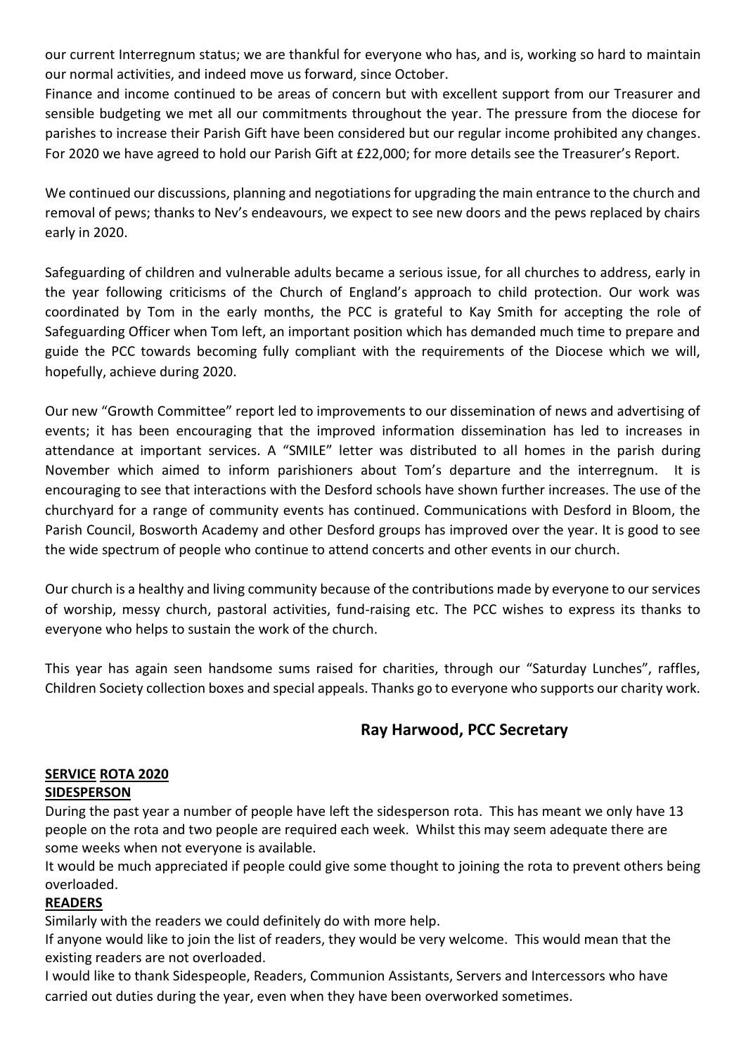our current Interregnum status; we are thankful for everyone who has, and is, working so hard to maintain our normal activities, and indeed move us forward, since October.
Finance and income continued to be areas of concern but with excellent support from our Treasurer and sensible budgeting we met all our commitments throughout the year. The pressure from the diocese for parishes to increase their Parish Gift have been considered but our regular income prohibited any changes. For 2020 we have agreed to hold our Parish Gift at £22,000; for more details see the Treasurer's Report.

We continued our discussions, planning and negotiations for upgrading the main entrance to the church and removal of pews; thanks to Nev's endeavours, we expect to see new doors and the pews replaced by chairs early in 2020.

Safeguarding of children and vulnerable adults became a serious issue, for all churches to address, early in the year following criticisms of the Church of England's approach to child protection. Our work was coordinated by Tom in the early months, the PCC is grateful to Kay Smith for accepting the role of Safeguarding Officer when Tom left, an important position which has demanded much time to prepare and guide the PCC towards becoming fully compliant with the requirements of the Diocese which we will, hopefully, achieve during 2020.

Our new "Growth Committee" report led to improvements to our dissemination of news and advertising of events; it has been encouraging that the improved information dissemination has led to increases in attendance at important services. A "SMILE" letter was distributed to all homes in the parish during November which aimed to inform parishioners about Tom's departure and the interregnum. It is encouraging to see that interactions with the Desford schools have shown further increases. The use of the churchyard for a range of community events has continued. Communications with Desford in Bloom, the Parish Council, Bosworth Academy and other Desford groups has improved over the year. It is good to see the wide spectrum of people who continue to attend concerts and other events in our church.

Our church is a healthy and living community because of the contributions made by everyone to our services of worship, messy church, pastoral activities, fund-raising etc. The PCC wishes to express its thanks to everyone who helps to sustain the work of the church.

This year has again seen handsome sums raised for charities, through our "Saturday Lunches", raffles, Children Society collection boxes and special appeals. Thanks go to everyone who supports our charity work.

**Ray Harwood, PCC Secretary**

## SERVICE ROTA 2020

### SIDESPERSON

During the past year a number of people have left the sidesperson rota. This has meant we only have 13 people on the rota and two people are required each week. Whilst this may seem adequate there are some weeks when not everyone is available.
It would be much appreciated if people could give some thought to joining the rota to prevent others being overloaded.

### READERS

Similarly with the readers we could definitely do with more help.
If anyone would like to join the list of readers, they would be very welcome. This would mean that the existing readers are not overloaded.
I would like to thank Sidespeople, Readers, Communion Assistants, Servers and Intercessors who have carried out duties during the year, even when they have been overworked sometimes.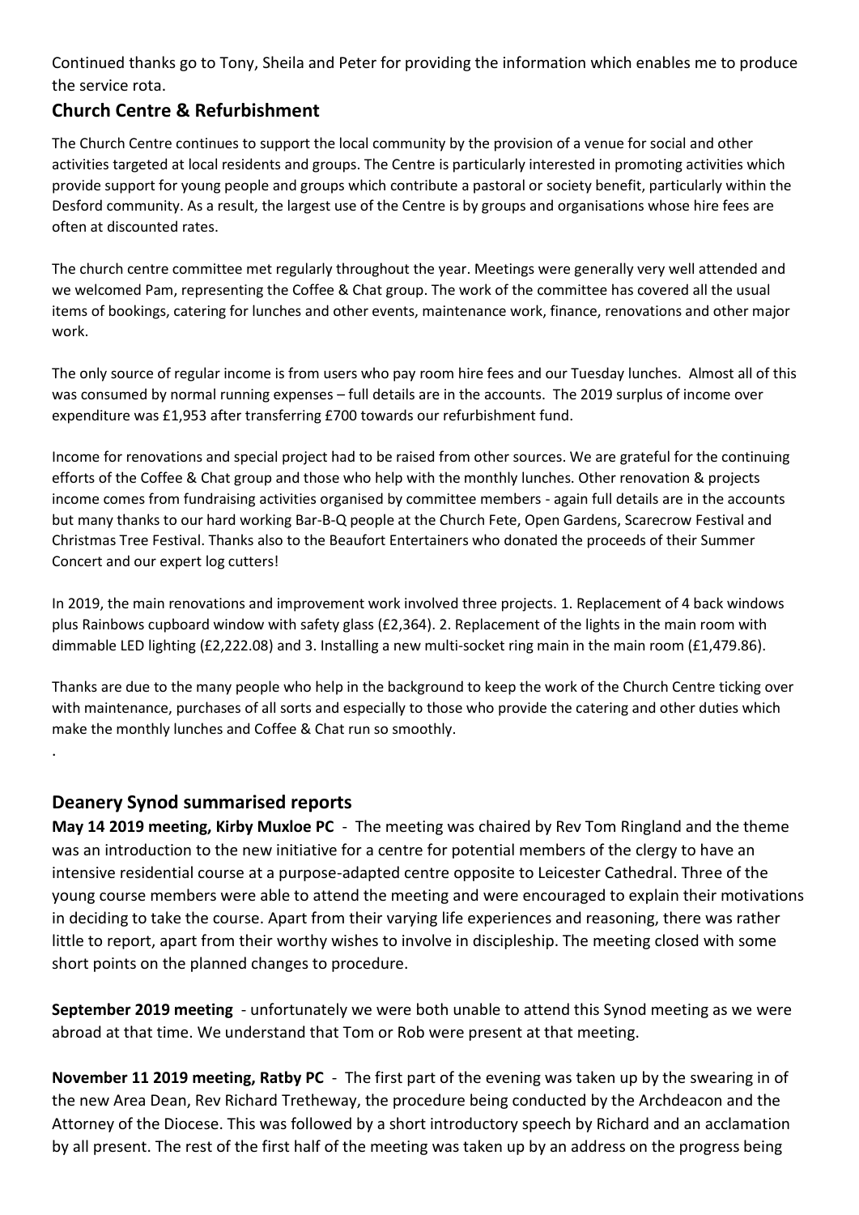Continued thanks go to Tony, Sheila and Peter for providing the information which enables me to produce the service rota.

## Church Centre & Refurbishment

The Church Centre continues to support the local community by the provision of a venue for social and other activities targeted at local residents and groups. The Centre is particularly interested in promoting activities which provide support for young people and groups which contribute a pastoral or society benefit, particularly within the Desford community. As a result, the largest use of the Centre is by groups and organisations whose hire fees are often at discounted rates.

The church centre committee met regularly throughout the year. Meetings were generally very well attended and we welcomed Pam, representing the Coffee & Chat group. The work of the committee has covered all the usual items of bookings, catering for lunches and other events, maintenance work, finance, renovations and other major work.

The only source of regular income is from users who pay room hire fees and our Tuesday lunches. Almost all of this was consumed by normal running expenses – full details are in the accounts. The 2019 surplus of income over expenditure was £1,953 after transferring £700 towards our refurbishment fund.

Income for renovations and special project had to be raised from other sources. We are grateful for the continuing efforts of the Coffee & Chat group and those who help with the monthly lunches. Other renovation & projects income comes from fundraising activities organised by committee members - again full details are in the accounts but many thanks to our hard working Bar-B-Q people at the Church Fete, Open Gardens, Scarecrow Festival and Christmas Tree Festival. Thanks also to the Beaufort Entertainers who donated the proceeds of their Summer Concert and our expert log cutters!

In 2019, the main renovations and improvement work involved three projects. 1. Replacement of 4 back windows plus Rainbows cupboard window with safety glass (£2,364). 2. Replacement of the lights in the main room with dimmable LED lighting (£2,222.08) and 3. Installing a new multi-socket ring main in the main room (£1,479.86).

Thanks are due to the many people who help in the background to keep the work of the Church Centre ticking over with maintenance, purchases of all sorts and especially to those who provide the catering and other duties which make the monthly lunches and Coffee & Chat run so smoothly.

.

## Deanery Synod summarised reports

**May 14 2019 meeting, Kirby Muxloe PC** - The meeting was chaired by Rev Tom Ringland and the theme was an introduction to the new initiative for a centre for potential members of the clergy to have an intensive residential course at a purpose-adapted centre opposite to Leicester Cathedral. Three of the young course members were able to attend the meeting and were encouraged to explain their motivations in deciding to take the course. Apart from their varying life experiences and reasoning, there was rather little to report, apart from their worthy wishes to involve in discipleship. The meeting closed with some short points on the planned changes to procedure.

**September 2019 meeting** - unfortunately we were both unable to attend this Synod meeting as we were abroad at that time. We understand that Tom or Rob were present at that meeting.

**November 11 2019 meeting, Ratby PC** - The first part of the evening was taken up by the swearing in of the new Area Dean, Rev Richard Tretheway, the procedure being conducted by the Archdeacon and the Attorney of the Diocese. This was followed by a short introductory speech by Richard and an acclamation by all present. The rest of the first half of the meeting was taken up by an address on the progress being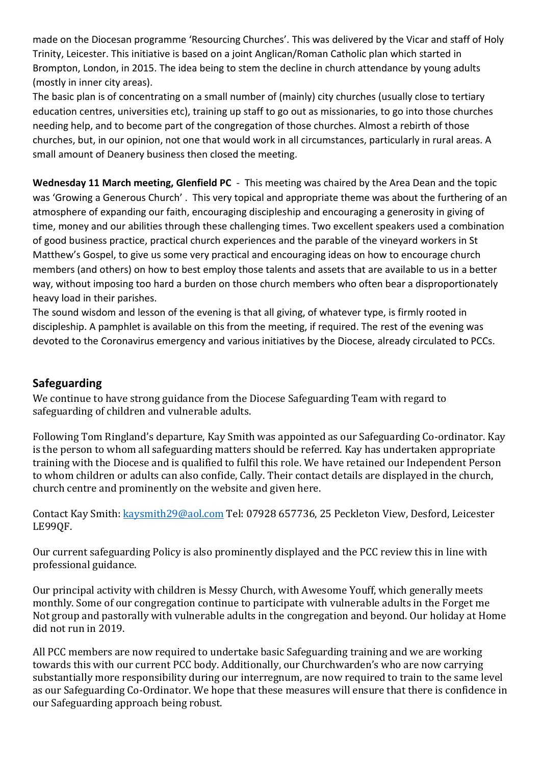made on the Diocesan programme 'Resourcing Churches'. This was delivered by the Vicar and staff of Holy Trinity, Leicester. This initiative is based on a joint Anglican/Roman Catholic plan which started in Brompton, London, in 2015. The idea being to stem the decline in church attendance by young adults (mostly in inner city areas).

The basic plan is of concentrating on a small number of (mainly) city churches (usually close to tertiary education centres, universities etc), training up staff to go out as missionaries, to go into those churches needing help, and to become part of the congregation of those churches. Almost a rebirth of those churches, but, in our opinion, not one that would work in all circumstances, particularly in rural areas. A small amount of Deanery business then closed the meeting.

**Wednesday 11 March meeting, Glenfield PC** - This meeting was chaired by the Area Dean and the topic was 'Growing a Generous Church' . This very topical and appropriate theme was about the furthering of an atmosphere of expanding our faith, encouraging discipleship and encouraging a generosity in giving of time, money and our abilities through these challenging times. Two excellent speakers used a combination of good business practice, practical church experiences and the parable of the vineyard workers in St Matthew's Gospel, to give us some very practical and encouraging ideas on how to encourage church members (and others) on how to best employ those talents and assets that are available to us in a better way, without imposing too hard a burden on those church members who often bear a disproportionately heavy load in their parishes.

The sound wisdom and lesson of the evening is that all giving, of whatever type, is firmly rooted in discipleship. A pamphlet is available on this from the meeting, if required. The rest of the evening was devoted to the Coronavirus emergency and various initiatives by the Diocese, already circulated to PCCs.

## Safeguarding

We continue to have strong guidance from the Diocese Safeguarding Team with regard to safeguarding of children and vulnerable adults.

Following Tom Ringland's departure, Kay Smith was appointed as our Safeguarding Co-ordinator. Kay is the person to whom all safeguarding matters should be referred. Kay has undertaken appropriate training with the Diocese and is qualified to fulfil this role. We have retained our Independent Person to whom children or adults can also confide, Cally. Their contact details are displayed in the church, church centre and prominently on the website and given here.

Contact Kay Smith: kaysmith29@aol.com Tel: 07928 657736, 25 Peckleton View, Desford, Leicester LE99QF.

Our current safeguarding Policy is also prominently displayed and the PCC review this in line with professional guidance.

Our principal activity with children is Messy Church, with Awesome Youff, which generally meets monthly. Some of our congregation continue to participate with vulnerable adults in the Forget me Not group and pastorally with vulnerable adults in the congregation and beyond. Our holiday at Home did not run in 2019.

All PCC members are now required to undertake basic Safeguarding training and we are working towards this with our current PCC body. Additionally, our Churchwarden's who are now carrying substantially more responsibility during our interregnum, are now required to train to the same level as our Safeguarding Co-Ordinator. We hope that these measures will ensure that there is confidence in our Safeguarding approach being robust.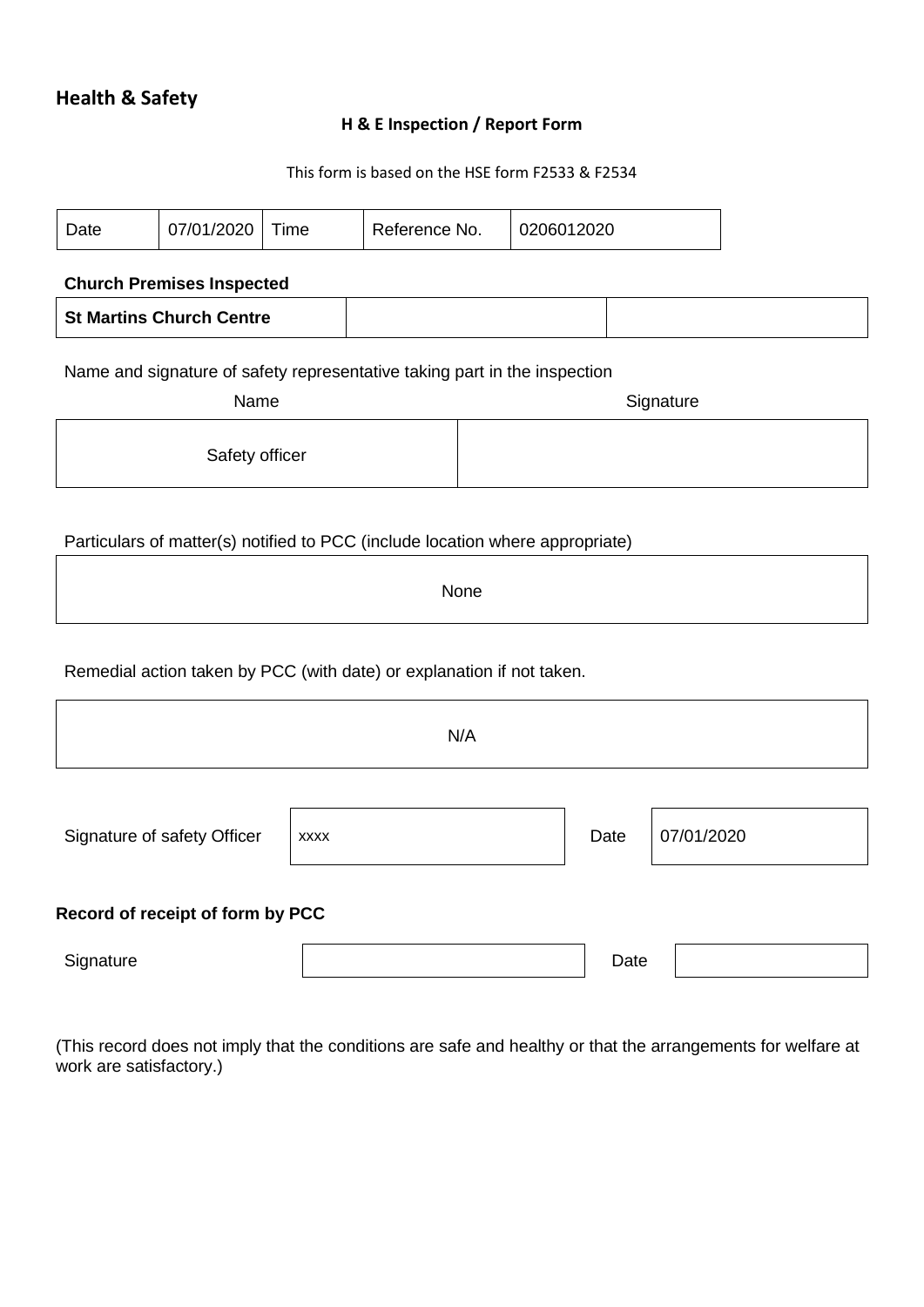## Health & Safety

**H & E Inspection / Report Form**

This form is based on the HSE form F2533 & F2534

| Date | 07/01/2020 | Time | | Reference No. | 0206012020 |
|---|---|---|---|---|---|

**Church Premises Inspected**

| **St Martins Church Centre** | | |
|---|---|---|

Name and signature of safety representative taking part in the inspection

| Name | Signature |
|---|---|
| Safety officer | |

Particulars of matter(s) notified to PCC (include location where appropriate)

None

Remedial action taken by PCC (with date) or explanation if not taken.

N/A

| Signature of safety Officer | xxxx | Date | 07/01/2020 |
|---|---|---|---|

**Record of receipt of form by PCC**

| Signature | | Date | |
|---|---|---|---|

(This record does not imply that the conditions are safe and healthy or that the arrangements for welfare at work are satisfactory.)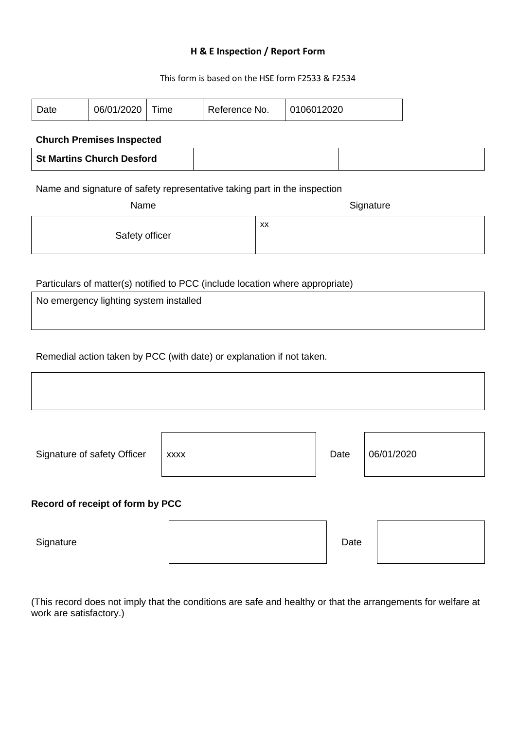# H & E Inspection / Report Form

This form is based on the HSE form F2533 & F2534

| Date | 06/01/2020 | Time | | Reference No. | 0106012020 |
|---|---|---|---|---|---|

**Church Premises Inspected**

| **St Martins Church Desford** | | |
|---|---|---|

Name and signature of safety representative taking part in the inspection

| Name | Signature |
|---|---|
| Safety officer | xx |

Particulars of matter(s) notified to PCC (include location where appropriate)

No emergency lighting system installed

Remedial action taken by PCC (with date) or explanation if not taken.

| Signature of safety Officer | xxxx | Date | 06/01/2020 |
|---|---|---|---|

**Record of receipt of form by PCC**

| Signature | | Date | |
|---|---|---|---|

(This record does not imply that the conditions are safe and healthy or that the arrangements for welfare at work are satisfactory.)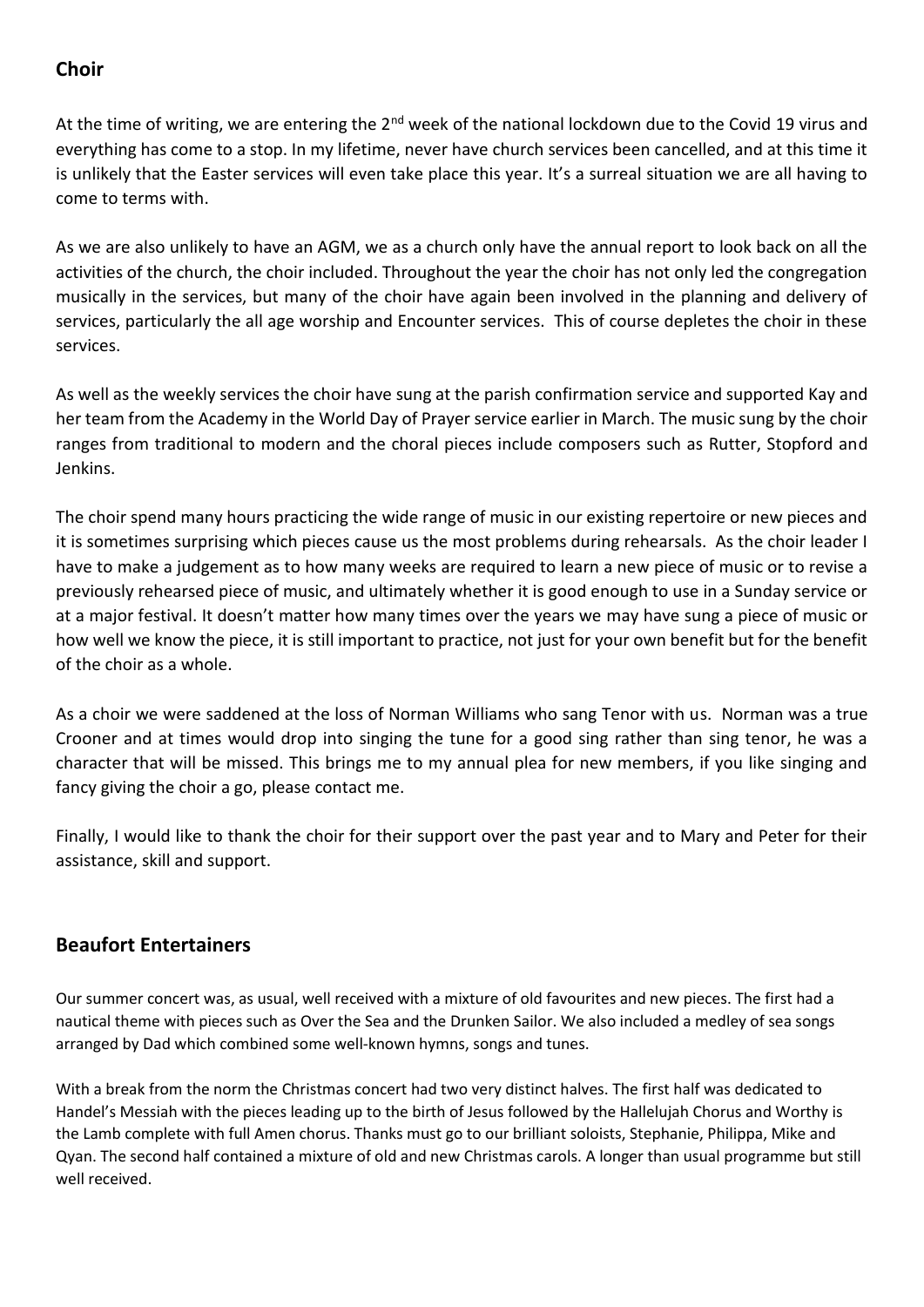## Choir

At the time of writing, we are entering the 2nd week of the national lockdown due to the Covid 19 virus and everything has come to a stop. In my lifetime, never have church services been cancelled, and at this time it is unlikely that the Easter services will even take place this year. It's a surreal situation we are all having to come to terms with.

As we are also unlikely to have an AGM, we as a church only have the annual report to look back on all the activities of the church, the choir included. Throughout the year the choir has not only led the congregation musically in the services, but many of the choir have again been involved in the planning and delivery of services, particularly the all age worship and Encounter services. This of course depletes the choir in these services.

As well as the weekly services the choir have sung at the parish confirmation service and supported Kay and her team from the Academy in the World Day of Prayer service earlier in March. The music sung by the choir ranges from traditional to modern and the choral pieces include composers such as Rutter, Stopford and Jenkins.

The choir spend many hours practicing the wide range of music in our existing repertoire or new pieces and it is sometimes surprising which pieces cause us the most problems during rehearsals. As the choir leader I have to make a judgement as to how many weeks are required to learn a new piece of music or to revise a previously rehearsed piece of music, and ultimately whether it is good enough to use in a Sunday service or at a major festival. It doesn't matter how many times over the years we may have sung a piece of music or how well we know the piece, it is still important to practice, not just for your own benefit but for the benefit of the choir as a whole.

As a choir we were saddened at the loss of Norman Williams who sang Tenor with us. Norman was a true Crooner and at times would drop into singing the tune for a good sing rather than sing tenor, he was a character that will be missed. This brings me to my annual plea for new members, if you like singing and fancy giving the choir a go, please contact me.

Finally, I would like to thank the choir for their support over the past year and to Mary and Peter for their assistance, skill and support.

## Beaufort Entertainers

Our summer concert was, as usual, well received with a mixture of old favourites and new pieces. The first had a nautical theme with pieces such as Over the Sea and the Drunken Sailor. We also included a medley of sea songs arranged by Dad which combined some well-known hymns, songs and tunes.

With a break from the norm the Christmas concert had two very distinct halves. The first half was dedicated to Handel's Messiah with the pieces leading up to the birth of Jesus followed by the Hallelujah Chorus and Worthy is the Lamb complete with full Amen chorus. Thanks must go to our brilliant soloists, Stephanie, Philippa, Mike and Qyan. The second half contained a mixture of old and new Christmas carols. A longer than usual programme but still well received.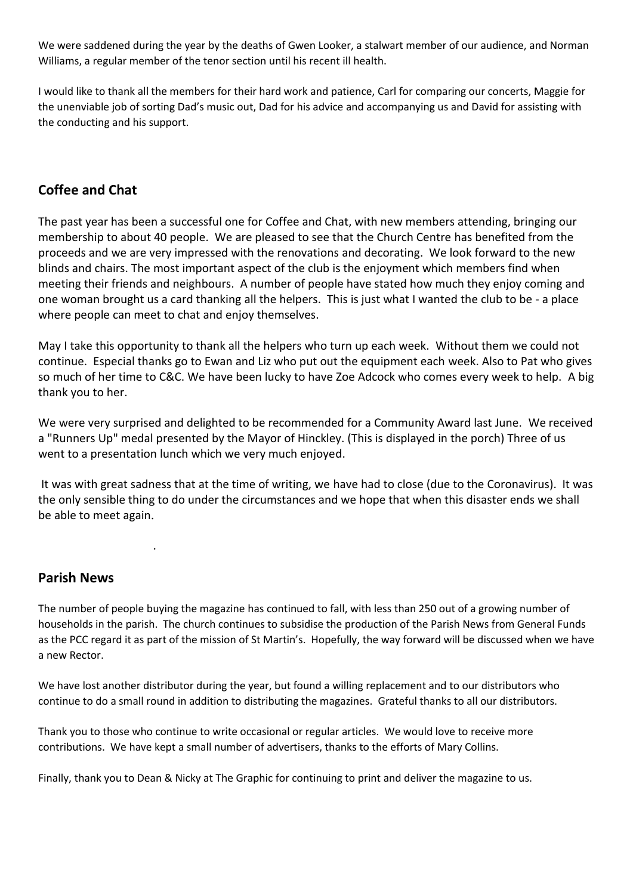We were saddened during the year by the deaths of Gwen Looker, a stalwart member of our audience, and Norman Williams, a regular member of the tenor section until his recent ill health.

I would like to thank all the members for their hard work and patience, Carl for comparing our concerts, Maggie for the unenviable job of sorting Dad's music out, Dad for his advice and accompanying us and David for assisting with the conducting and his support.

## Coffee and Chat

The past year has been a successful one for Coffee and Chat, with new members attending, bringing our membership to about 40 people. We are pleased to see that the Church Centre has benefited from the proceeds and we are very impressed with the renovations and decorating. We look forward to the new blinds and chairs. The most important aspect of the club is the enjoyment which members find when meeting their friends and neighbours. A number of people have stated how much they enjoy coming and one woman brought us a card thanking all the helpers. This is just what I wanted the club to be - a place where people can meet to chat and enjoy themselves.

May I take this opportunity to thank all the helpers who turn up each week. Without them we could not continue. Especial thanks go to Ewan and Liz who put out the equipment each week. Also to Pat who gives so much of her time to C&C. We have been lucky to have Zoe Adcock who comes every week to help. A big thank you to her.

We were very surprised and delighted to be recommended for a Community Award last June. We received a "Runners Up" medal presented by the Mayor of Hinckley. (This is displayed in the porch) Three of us went to a presentation lunch which we very much enjoyed.

It was with great sadness that at the time of writing, we have had to close (due to the Coronavirus). It was the only sensible thing to do under the circumstances and we hope that when this disaster ends we shall be able to meet again.

## Parish News

The number of people buying the magazine has continued to fall, with less than 250 out of a growing number of households in the parish. The church continues to subsidise the production of the Parish News from General Funds as the PCC regard it as part of the mission of St Martin's. Hopefully, the way forward will be discussed when we have a new Rector.

We have lost another distributor during the year, but found a willing replacement and to our distributors who continue to do a small round in addition to distributing the magazines. Grateful thanks to all our distributors.

Thank you to those who continue to write occasional or regular articles. We would love to receive more contributions. We have kept a small number of advertisers, thanks to the efforts of Mary Collins.

Finally, thank you to Dean & Nicky at The Graphic for continuing to print and deliver the magazine to us.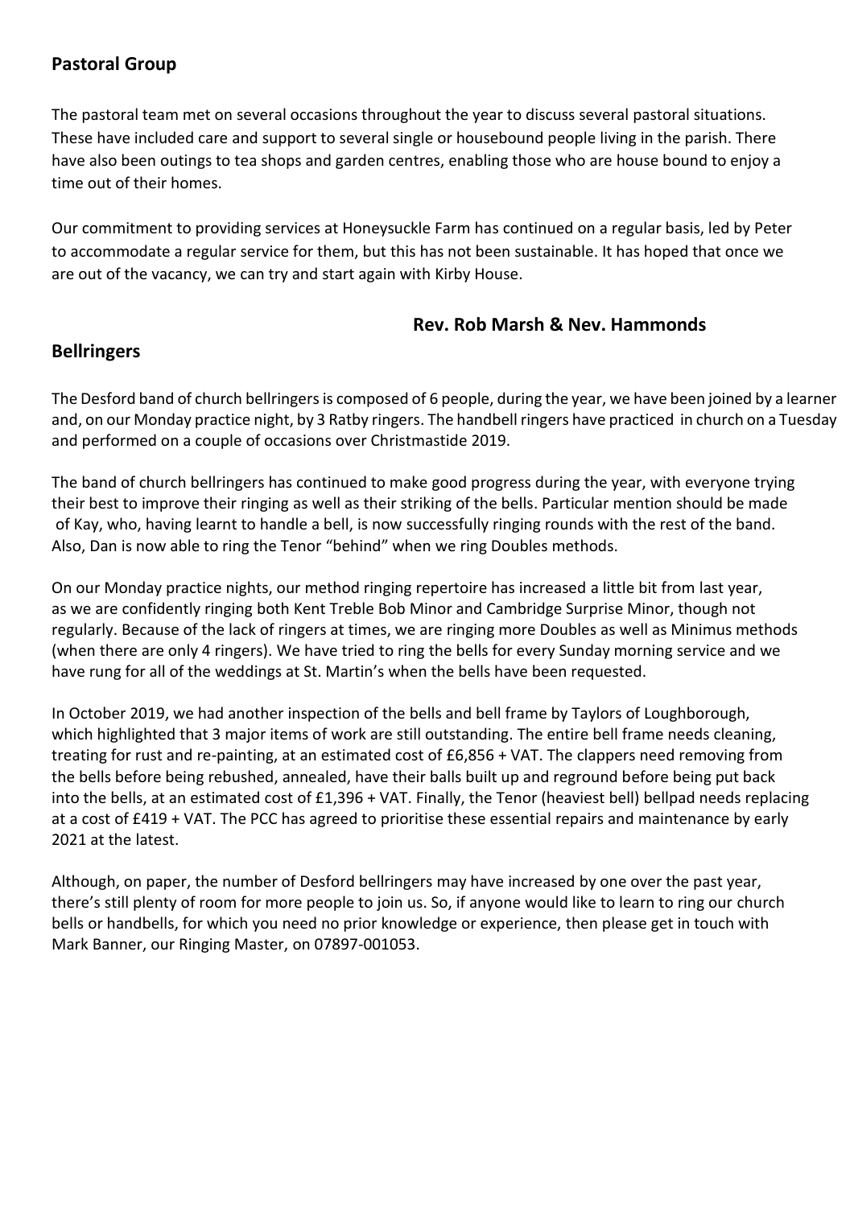## Pastoral Group

The pastoral team met on several occasions throughout the year to discuss several pastoral situations. These have included care and support to several single or housebound people living in the parish. There have also been outings to tea shops and garden centres, enabling those who are house bound to enjoy a time out of their homes.

Our commitment to providing services at Honeysuckle Farm has continued on a regular basis, led by Peter to accommodate a regular service for them, but this has not been sustainable. It has hoped that once we are out of the vacancy, we can try and start again with Kirby House.

**Rev. Rob Marsh & Nev. Hammonds**

## Bellringers

The Desford band of church bellringers is composed of 6 people, during the year, we have been joined by a learner and, on our Monday practice night, by 3 Ratby ringers. The handbell ringers have practiced in church on a Tuesday and performed on a couple of occasions over Christmastide 2019.

The band of church bellringers has continued to make good progress during the year, with everyone trying their best to improve their ringing as well as their striking of the bells. Particular mention should be made of Kay, who, having learnt to handle a bell, is now successfully ringing rounds with the rest of the band. Also, Dan is now able to ring the Tenor "behind" when we ring Doubles methods.

On our Monday practice nights, our method ringing repertoire has increased a little bit from last year, as we are confidently ringing both Kent Treble Bob Minor and Cambridge Surprise Minor, though not regularly. Because of the lack of ringers at times, we are ringing more Doubles as well as Minimus methods (when there are only 4 ringers). We have tried to ring the bells for every Sunday morning service and we have rung for all of the weddings at St. Martin's when the bells have been requested.

In October 2019, we had another inspection of the bells and bell frame by Taylors of Loughborough, which highlighted that 3 major items of work are still outstanding. The entire bell frame needs cleaning, treating for rust and re-painting, at an estimated cost of £6,856 + VAT. The clappers need removing from the bells before being rebushed, annealed, have their balls built up and reground before being put back into the bells, at an estimated cost of £1,396 + VAT. Finally, the Tenor (heaviest bell) bellpad needs replacing at a cost of £419 + VAT. The PCC has agreed to prioritise these essential repairs and maintenance by early 2021 at the latest.

Although, on paper, the number of Desford bellringers may have increased by one over the past year, there's still plenty of room for more people to join us. So, if anyone would like to learn to ring our church bells or handbells, for which you need no prior knowledge or experience, then please get in touch with Mark Banner, our Ringing Master, on 07897-001053.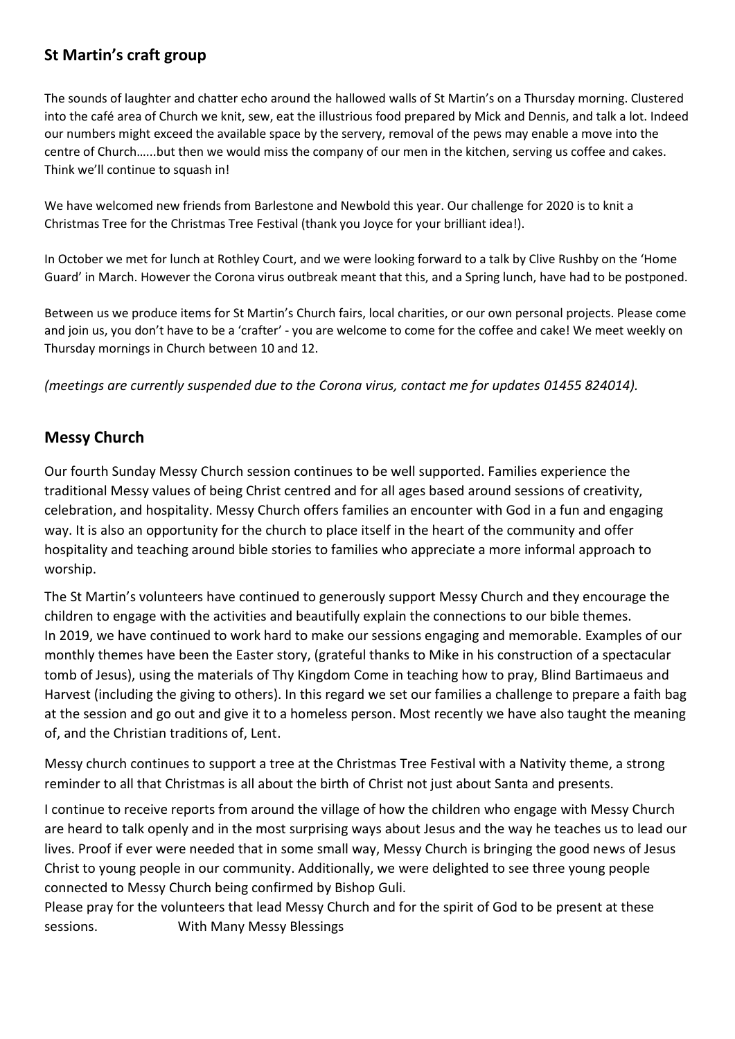## St Martin's craft group

The sounds of laughter and chatter echo around the hallowed walls of St Martin's on a Thursday morning. Clustered into the café area of Church we knit, sew, eat the illustrious food prepared by Mick and Dennis, and talk a lot. Indeed our numbers might exceed the available space by the servery, removal of the pews may enable a move into the centre of Church......but then we would miss the company of our men in the kitchen, serving us coffee and cakes. Think we'll continue to squash in!

We have welcomed new friends from Barlestone and Newbold this year. Our challenge for 2020 is to knit a Christmas Tree for the Christmas Tree Festival (thank you Joyce for your brilliant idea!).

In October we met for lunch at Rothley Court, and we were looking forward to a talk by Clive Rushby on the 'Home Guard' in March. However the Corona virus outbreak meant that this, and a Spring lunch, have had to be postponed.

Between us we produce items for St Martin's Church fairs, local charities, or our own personal projects. Please come and join us, you don't have to be a 'crafter' - you are welcome to come for the coffee and cake! We meet weekly on Thursday mornings in Church between 10 and 12.

*(meetings are currently suspended due to the Corona virus, contact me for updates 01455 824014).*

## Messy Church

Our fourth Sunday Messy Church session continues to be well supported. Families experience the traditional Messy values of being Christ centred and for all ages based around sessions of creativity, celebration, and hospitality. Messy Church offers families an encounter with God in a fun and engaging way. It is also an opportunity for the church to place itself in the heart of the community and offer hospitality and teaching around bible stories to families who appreciate a more informal approach to worship.

The St Martin's volunteers have continued to generously support Messy Church and they encourage the children to engage with the activities and beautifully explain the connections to our bible themes.
In 2019, we have continued to work hard to make our sessions engaging and memorable. Examples of our monthly themes have been the Easter story, (grateful thanks to Mike in his construction of a spectacular tomb of Jesus), using the materials of Thy Kingdom Come in teaching how to pray, Blind Bartimaeus and Harvest (including the giving to others). In this regard we set our families a challenge to prepare a faith bag at the session and go out and give it to a homeless person. Most recently we have also taught the meaning of, and the Christian traditions of, Lent.

Messy church continues to support a tree at the Christmas Tree Festival with a Nativity theme, a strong reminder to all that Christmas is all about the birth of Christ not just about Santa and presents.

I continue to receive reports from around the village of how the children who engage with Messy Church are heard to talk openly and in the most surprising ways about Jesus and the way he teaches us to lead our lives. Proof if ever were needed that in some small way, Messy Church is bringing the good news of Jesus Christ to young people in our community. Additionally, we were delighted to see three young people connected to Messy Church being confirmed by Bishop Guli.
Please pray for the volunteers that lead Messy Church and for the spirit of God to be present at these sessions. With Many Messy Blessings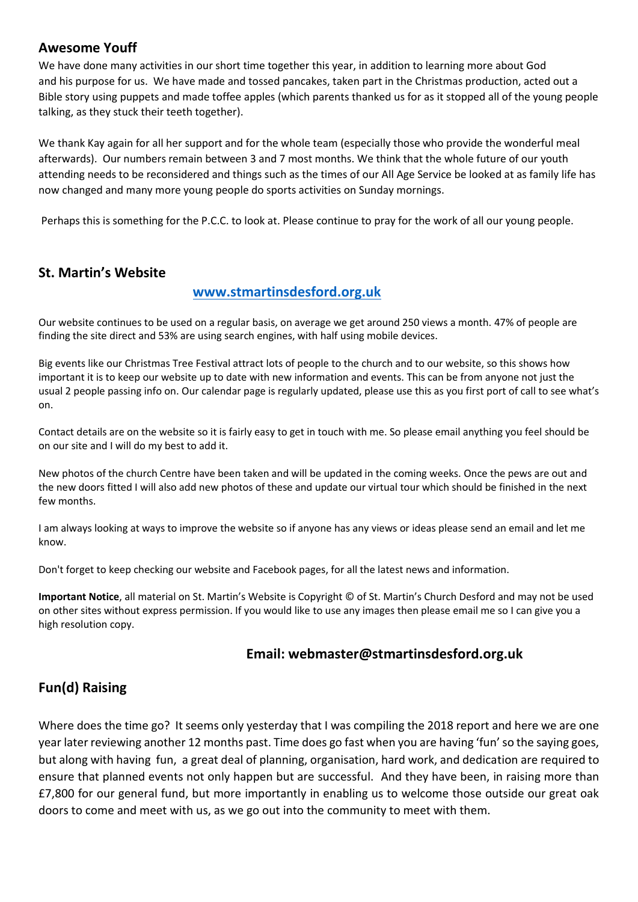## Awesome Youff

We have done many activities in our short time together this year, in addition to learning more about God and his purpose for us. We have made and tossed pancakes, taken part in the Christmas production, acted out a Bible story using puppets and made toffee apples (which parents thanked us for as it stopped all of the young people talking, as they stuck their teeth together).

We thank Kay again for all her support and for the whole team (especially those who provide the wonderful meal afterwards). Our numbers remain between 3 and 7 most months. We think that the whole future of our youth attending needs to be reconsidered and things such as the times of our All Age Service be looked at as family life has now changed and many more young people do sports activities on Sunday mornings.

Perhaps this is something for the P.C.C. to look at. Please continue to pray for the work of all our young people.

## St. Martin's Website

**www.stmartinsdesford.org.uk**

Our website continues to be used on a regular basis, on average we get around 250 views a month. 47% of people are finding the site direct and 53% are using search engines, with half using mobile devices.

Big events like our Christmas Tree Festival attract lots of people to the church and to our website, so this shows how important it is to keep our website up to date with new information and events. This can be from anyone not just the usual 2 people passing info on. Our calendar page is regularly updated, please use this as you first port of call to see what's on.

Contact details are on the website so it is fairly easy to get in touch with me. So please email anything you feel should be on our site and I will do my best to add it.

New photos of the church Centre have been taken and will be updated in the coming weeks. Once the pews are out and the new doors fitted I will also add new photos of these and update our virtual tour which should be finished in the next few months.

I am always looking at ways to improve the website so if anyone has any views or ideas please send an email and let me know.

Don't forget to keep checking our website and Facebook pages, for all the latest news and information.

**Important Notice**, all material on St. Martin's Website is Copyright © of St. Martin's Church Desford and may not be used on other sites without express permission. If you would like to use any images then please email me so I can give you a high resolution copy.

**Email: webmaster@stmartinsdesford.org.uk**

## Fun(d) Raising

Where does the time go? It seems only yesterday that I was compiling the 2018 report and here we are one year later reviewing another 12 months past. Time does go fast when you are having 'fun' so the saying goes, but along with having fun, a great deal of planning, organisation, hard work, and dedication are required to ensure that planned events not only happen but are successful. And they have been, in raising more than £7,800 for our general fund, but more importantly in enabling us to welcome those outside our great oak doors to come and meet with us, as we go out into the community to meet with them.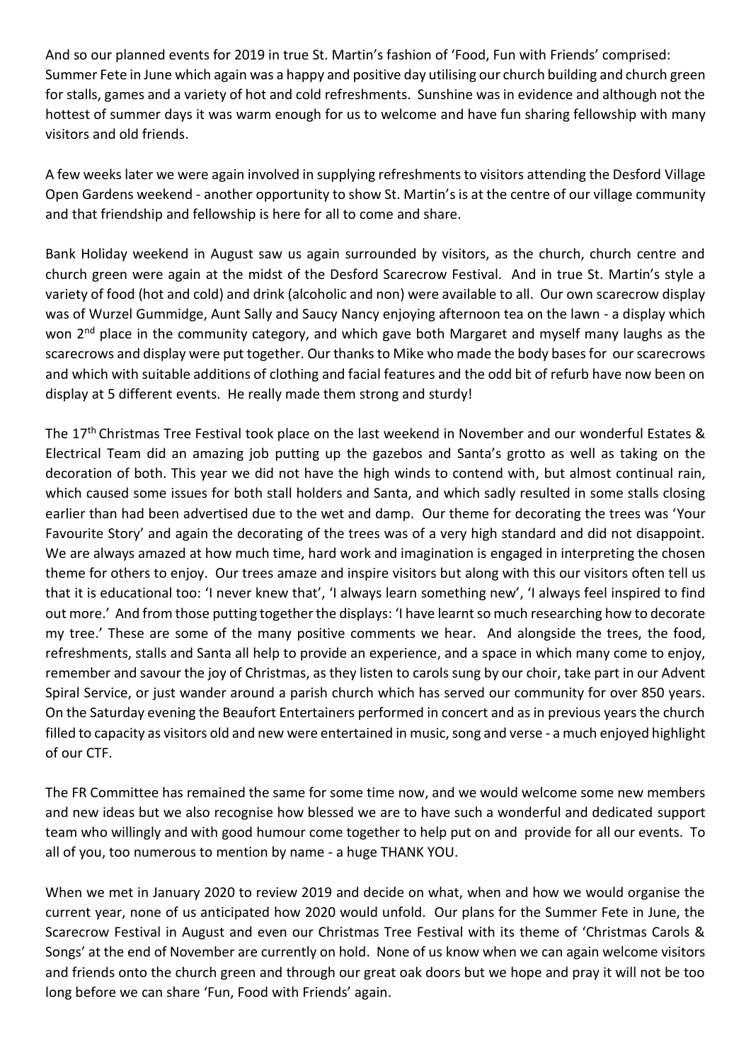And so our planned events for 2019 in true St. Martin's fashion of 'Food, Fun with Friends' comprised: Summer Fete in June which again was a happy and positive day utilising our church building and church green for stalls, games and a variety of hot and cold refreshments. Sunshine was in evidence and although not the hottest of summer days it was warm enough for us to welcome and have fun sharing fellowship with many visitors and old friends.

A few weeks later we were again involved in supplying refreshments to visitors attending the Desford Village Open Gardens weekend - another opportunity to show St. Martin's is at the centre of our village community and that friendship and fellowship is here for all to come and share.

Bank Holiday weekend in August saw us again surrounded by visitors, as the church, church centre and church green were again at the midst of the Desford Scarecrow Festival. And in true St. Martin's style a variety of food (hot and cold) and drink (alcoholic and non) were available to all. Our own scarecrow display was of Wurzel Gummidge, Aunt Sally and Saucy Nancy enjoying afternoon tea on the lawn - a display which won 2nd place in the community category, and which gave both Margaret and myself many laughs as the scarecrows and display were put together. Our thanks to Mike who made the body bases for our scarecrows and which with suitable additions of clothing and facial features and the odd bit of refurb have now been on display at 5 different events. He really made them strong and sturdy!

The 17th Christmas Tree Festival took place on the last weekend in November and our wonderful Estates & Electrical Team did an amazing job putting up the gazebos and Santa's grotto as well as taking on the decoration of both. This year we did not have the high winds to contend with, but almost continual rain, which caused some issues for both stall holders and Santa, and which sadly resulted in some stalls closing earlier than had been advertised due to the wet and damp. Our theme for decorating the trees was 'Your Favourite Story' and again the decorating of the trees was of a very high standard and did not disappoint. We are always amazed at how much time, hard work and imagination is engaged in interpreting the chosen theme for others to enjoy. Our trees amaze and inspire visitors but along with this our visitors often tell us that it is educational too: 'I never knew that', 'I always learn something new', 'I always feel inspired to find out more.' And from those putting together the displays: 'I have learnt so much researching how to decorate my tree.' These are some of the many positive comments we hear. And alongside the trees, the food, refreshments, stalls and Santa all help to provide an experience, and a space in which many come to enjoy, remember and savour the joy of Christmas, as they listen to carols sung by our choir, take part in our Advent Spiral Service, or just wander around a parish church which has served our community for over 850 years. On the Saturday evening the Beaufort Entertainers performed in concert and as in previous years the church filled to capacity as visitors old and new were entertained in music, song and verse - a much enjoyed highlight of our CTF.

The FR Committee has remained the same for some time now, and we would welcome some new members and new ideas but we also recognise how blessed we are to have such a wonderful and dedicated support team who willingly and with good humour come together to help put on and provide for all our events. To all of you, too numerous to mention by name - a huge THANK YOU.

When we met in January 2020 to review 2019 and decide on what, when and how we would organise the current year, none of us anticipated how 2020 would unfold. Our plans for the Summer Fete in June, the Scarecrow Festival in August and even our Christmas Tree Festival with its theme of 'Christmas Carols & Songs' at the end of November are currently on hold. None of us know when we can again welcome visitors and friends onto the church green and through our great oak doors but we hope and pray it will not be too long before we can share 'Fun, Food with Friends' again.